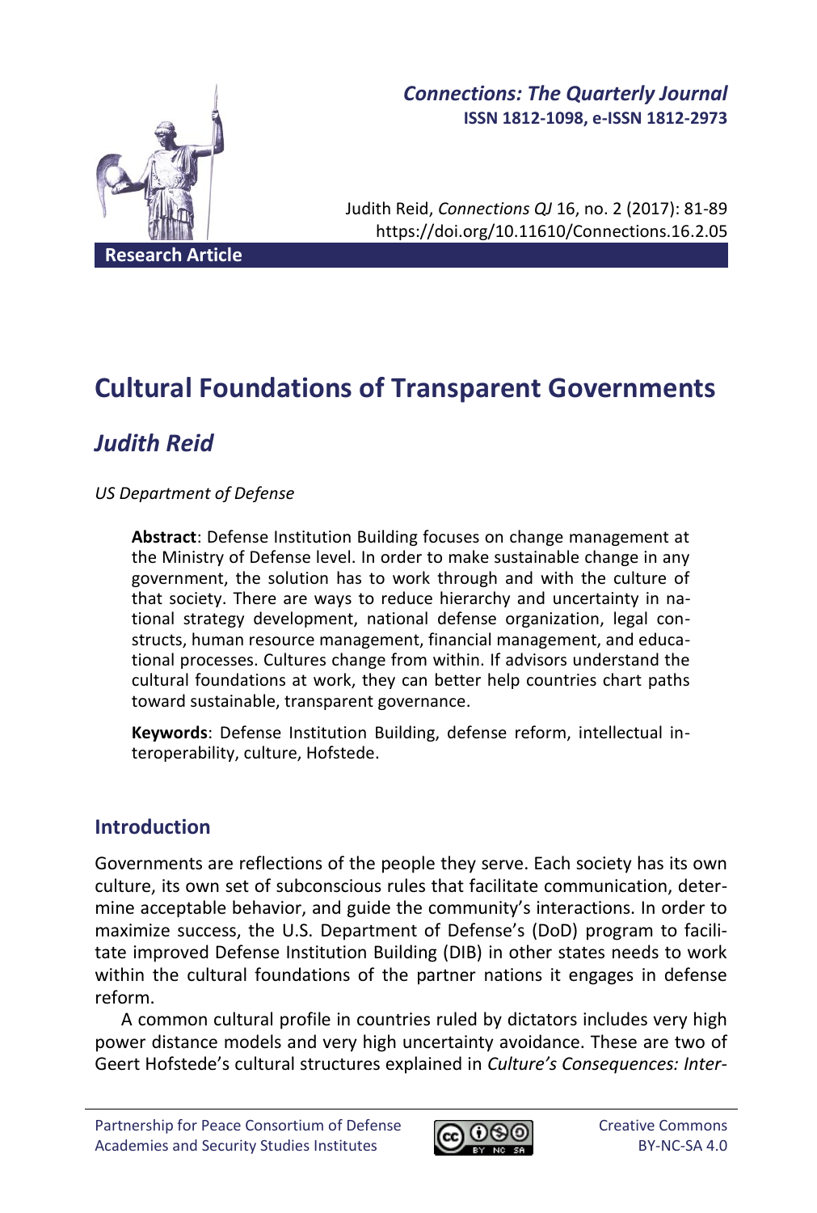Connections: The Quarterly Journal
ISSN 1812-1098, e-ISSN 1812-2973

Judith Reid, *Connections QJ* 16, no. 2 (2017): 81-89
https://doi.org/10.11610/Connections.16.2.05

Research Article

# Cultural Foundations of Transparent Governments

## *Judith Reid*

*US Department of Defense*

**Abstract**: Defense Institution Building focuses on change management at the Ministry of Defense level. In order to make sustainable change in any government, the solution has to work through and with the culture of that society. There are ways to reduce hierarchy and uncertainty in national strategy development, national defense organization, legal constructs, human resource management, financial management, and educational processes. Cultures change from within. If advisors understand the cultural foundations at work, they can better help countries chart paths toward sustainable, transparent governance.

**Keywords**: Defense Institution Building, defense reform, intellectual interoperability, culture, Hofstede.

## Introduction

Governments are reflections of the people they serve. Each society has its own culture, its own set of subconscious rules that facilitate communication, determine acceptable behavior, and guide the community's interactions. In order to maximize success, the U.S. Department of Defense's (DoD) program to facilitate improved Defense Institution Building (DIB) in other states needs to work within the cultural foundations of the partner nations it engages in defense reform.

A common cultural profile in countries ruled by dictators includes very high power distance models and very high uncertainty avoidance. These are two of Geert Hofstede's cultural structures explained in *Culture's Consequences: Inter-*

Partnership for Peace Consortium of Defense Academies and Security Studies Institutes

Creative Commons BY-NC-SA 4.0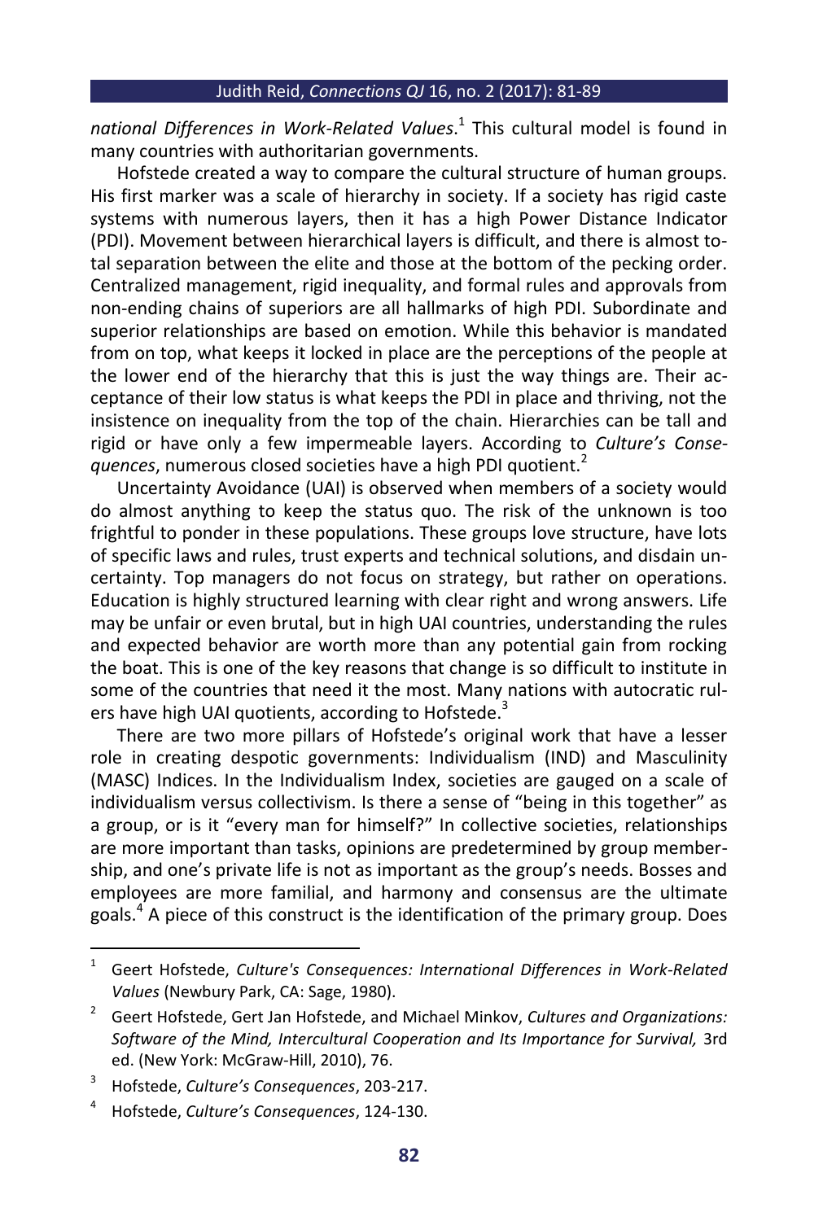*national Differences in Work-Related Values*.[1] This cultural model is found in many countries with authoritarian governments.

Hofstede created a way to compare the cultural structure of human groups. His first marker was a scale of hierarchy in society. If a society has rigid caste systems with numerous layers, then it has a high Power Distance Indicator (PDI). Movement between hierarchical layers is difficult, and there is almost total separation between the elite and those at the bottom of the pecking order. Centralized management, rigid inequality, and formal rules and approvals from non-ending chains of superiors are all hallmarks of high PDI. Subordinate and superior relationships are based on emotion. While this behavior is mandated from on top, what keeps it locked in place are the perceptions of the people at the lower end of the hierarchy that this is just the way things are. Their acceptance of their low status is what keeps the PDI in place and thriving, not the insistence on inequality from the top of the chain. Hierarchies can be tall and rigid or have only a few impermeable layers. According to *Culture's Consequences*, numerous closed societies have a high PDI quotient.[2]

Uncertainty Avoidance (UAI) is observed when members of a society would do almost anything to keep the status quo. The risk of the unknown is too frightful to ponder in these populations. These groups love structure, have lots of specific laws and rules, trust experts and technical solutions, and disdain uncertainty. Top managers do not focus on strategy, but rather on operations. Education is highly structured learning with clear right and wrong answers. Life may be unfair or even brutal, but in high UAI countries, understanding the rules and expected behavior are worth more than any potential gain from rocking the boat. This is one of the key reasons that change is so difficult to institute in some of the countries that need it the most. Many nations with autocratic rulers have high UAI quotients, according to Hofstede.[3]

There are two more pillars of Hofstede's original work that have a lesser role in creating despotic governments: Individualism (IND) and Masculinity (MASC) Indices. In the Individualism Index, societies are gauged on a scale of individualism versus collectivism. Is there a sense of "being in this together" as a group, or is it "every man for himself?" In collective societies, relationships are more important than tasks, opinions are predetermined by group membership, and one's private life is not as important as the group's needs. Bosses and employees are more familial, and harmony and consensus are the ultimate goals.[4] A piece of this construct is the identification of the primary group. Does

---

[1] Geert Hofstede, *Culture's Consequences: International Differences in Work-Related Values* (Newbury Park, CA: Sage, 1980).

[2] Geert Hofstede, Gert Jan Hofstede, and Michael Minkov, *Cultures and Organizations: Software of the Mind, Intercultural Cooperation and Its Importance for Survival,* 3rd ed. (New York: McGraw-Hill, 2010), 76.

[3] Hofstede, *Culture's Consequences*, 203-217.

[4] Hofstede, *Culture's Consequences*, 124-130.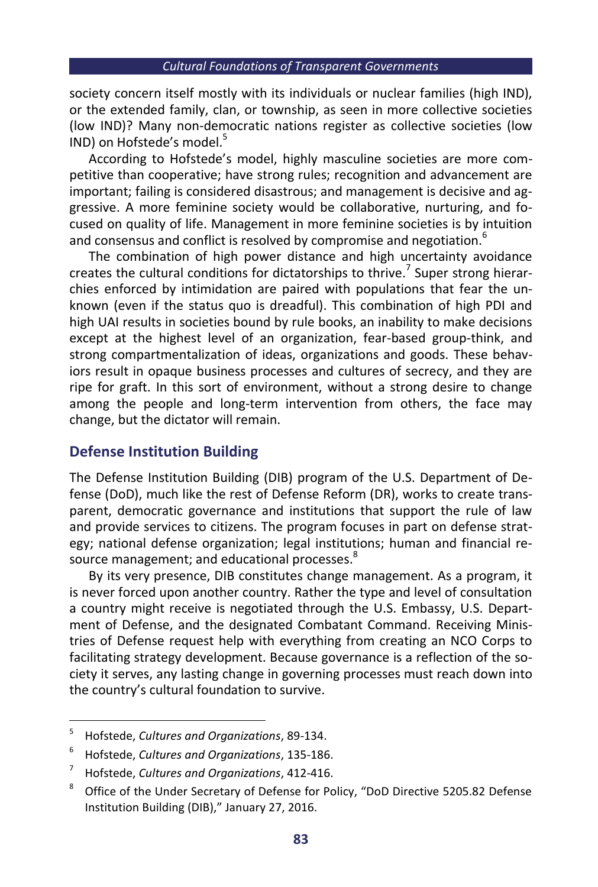society concern itself mostly with its individuals or nuclear families (high IND), or the extended family, clan, or township, as seen in more collective societies (low IND)? Many non-democratic nations register as collective societies (low IND) on Hofstede's model.[5]

According to Hofstede's model, highly masculine societies are more competitive than cooperative; have strong rules; recognition and advancement are important; failing is considered disastrous; and management is decisive and aggressive. A more feminine society would be collaborative, nurturing, and focused on quality of life. Management in more feminine societies is by intuition and consensus and conflict is resolved by compromise and negotiation.[6]

The combination of high power distance and high uncertainty avoidance creates the cultural conditions for dictatorships to thrive.[7] Super strong hierarchies enforced by intimidation are paired with populations that fear the unknown (even if the status quo is dreadful). This combination of high PDI and high UAI results in societies bound by rule books, an inability to make decisions except at the highest level of an organization, fear-based group-think, and strong compartmentalization of ideas, organizations and goods. These behaviors result in opaque business processes and cultures of secrecy, and they are ripe for graft. In this sort of environment, without a strong desire to change among the people and long-term intervention from others, the face may change, but the dictator will remain.

## Defense Institution Building

The Defense Institution Building (DIB) program of the U.S. Department of Defense (DoD), much like the rest of Defense Reform (DR), works to create transparent, democratic governance and institutions that support the rule of law and provide services to citizens. The program focuses in part on defense strategy; national defense organization; legal institutions; human and financial resource management; and educational processes.[8]

By its very presence, DIB constitutes change management. As a program, it is never forced upon another country. Rather the type and level of consultation a country might receive is negotiated through the U.S. Embassy, U.S. Department of Defense, and the designated Combatant Command. Receiving Ministries of Defense request help with everything from creating an NCO Corps to facilitating strategy development. Because governance is a reflection of the society it serves, any lasting change in governing processes must reach down into the country's cultural foundation to survive.

---

5 Hofstede, *Cultures and Organizations*, 89-134.

6 Hofstede, *Cultures and Organizations*, 135-186.

7 Hofstede, *Cultures and Organizations*, 412-416.

8 Office of the Under Secretary of Defense for Policy, "DoD Directive 5205.82 Defense Institution Building (DIB)," January 27, 2016.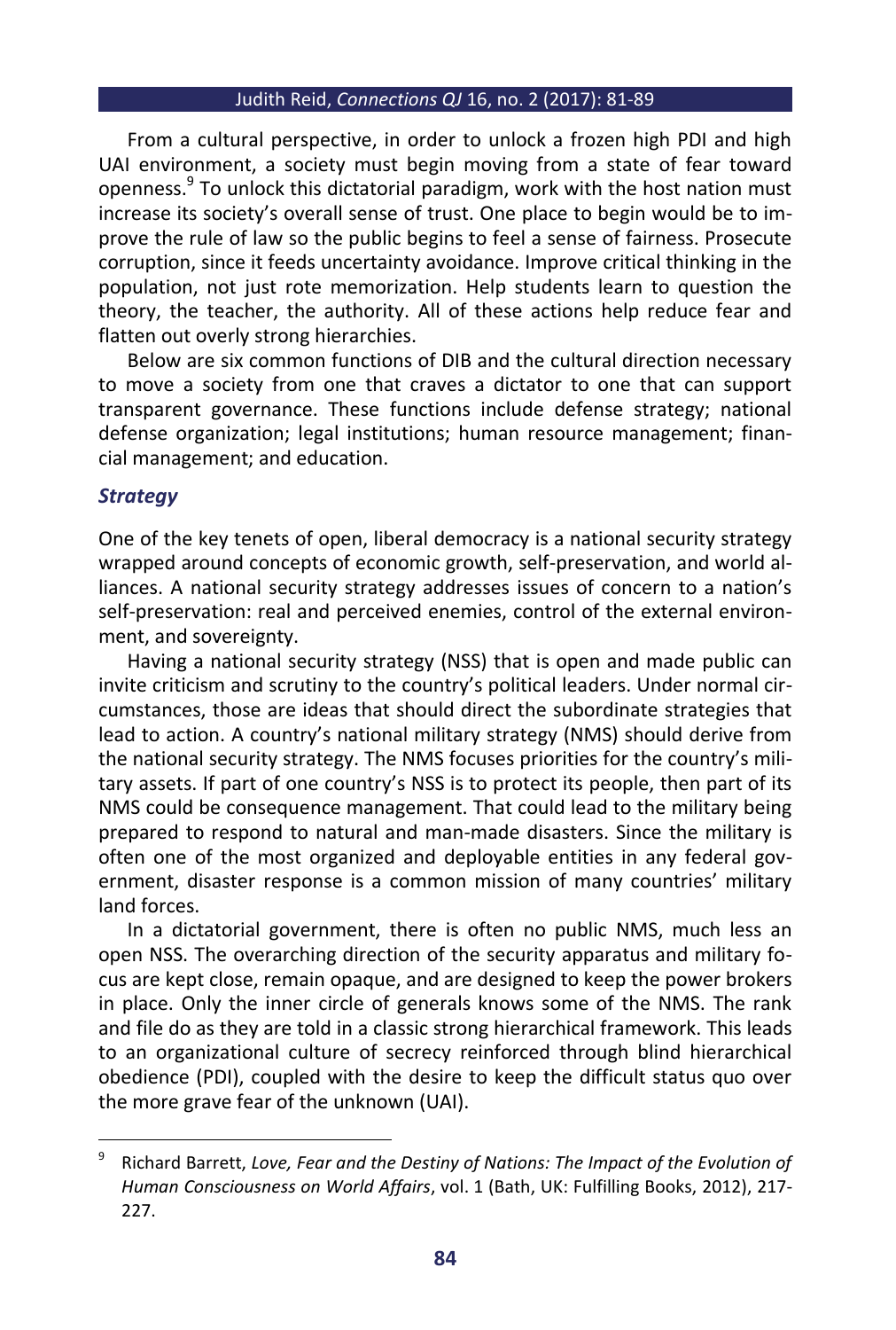From a cultural perspective, in order to unlock a frozen high PDI and high UAI environment, a society must begin moving from a state of fear toward openness.[9] To unlock this dictatorial paradigm, work with the host nation must increase its society's overall sense of trust. One place to begin would be to improve the rule of law so the public begins to feel a sense of fairness. Prosecute corruption, since it feeds uncertainty avoidance. Improve critical thinking in the population, not just rote memorization. Help students learn to question the theory, the teacher, the authority. All of these actions help reduce fear and flatten out overly strong hierarchies.

Below are six common functions of DIB and the cultural direction necessary to move a society from one that craves a dictator to one that can support transparent governance. These functions include defense strategy; national defense organization; legal institutions; human resource management; financial management; and education.

### *Strategy*

One of the key tenets of open, liberal democracy is a national security strategy wrapped around concepts of economic growth, self-preservation, and world alliances. A national security strategy addresses issues of concern to a nation's self-preservation: real and perceived enemies, control of the external environment, and sovereignty.

Having a national security strategy (NSS) that is open and made public can invite criticism and scrutiny to the country's political leaders. Under normal circumstances, those are ideas that should direct the subordinate strategies that lead to action. A country's national military strategy (NMS) should derive from the national security strategy. The NMS focuses priorities for the country's military assets. If part of one country's NSS is to protect its people, then part of its NMS could be consequence management. That could lead to the military being prepared to respond to natural and man-made disasters. Since the military is often one of the most organized and deployable entities in any federal government, disaster response is a common mission of many countries' military land forces.

In a dictatorial government, there is often no public NMS, much less an open NSS. The overarching direction of the security apparatus and military focus are kept close, remain opaque, and are designed to keep the power brokers in place. Only the inner circle of generals knows some of the NMS. The rank and file do as they are told in a classic strong hierarchical framework. This leads to an organizational culture of secrecy reinforced through blind hierarchical obedience (PDI), coupled with the desire to keep the difficult status quo over the more grave fear of the unknown (UAI).

---

[9] Richard Barrett, *Love, Fear and the Destiny of Nations: The Impact of the Evolution of Human Consciousness on World Affairs*, vol. 1 (Bath, UK: Fulfilling Books, 2012), 217-227.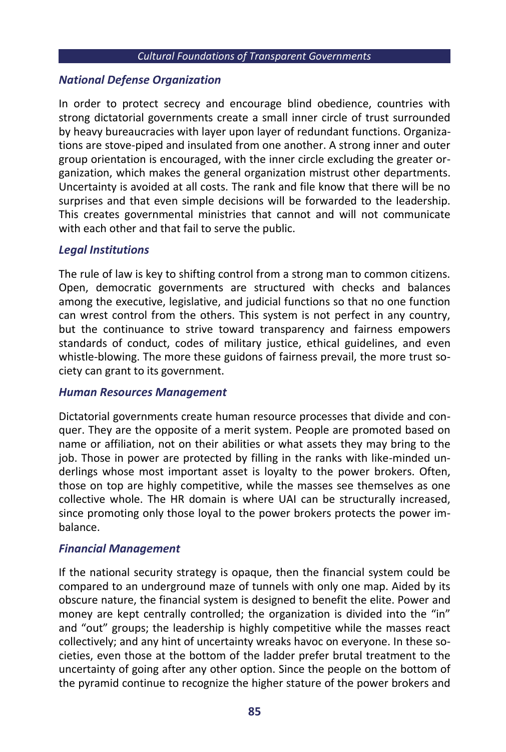### *National Defense Organization*

In order to protect secrecy and encourage blind obedience, countries with strong dictatorial governments create a small inner circle of trust surrounded by heavy bureaucracies with layer upon layer of redundant functions. Organizations are stove-piped and insulated from one another. A strong inner and outer group orientation is encouraged, with the inner circle excluding the greater organization, which makes the general organization mistrust other departments. Uncertainty is avoided at all costs. The rank and file know that there will be no surprises and that even simple decisions will be forwarded to the leadership. This creates governmental ministries that cannot and will not communicate with each other and that fail to serve the public.

### *Legal Institutions*

The rule of law is key to shifting control from a strong man to common citizens. Open, democratic governments are structured with checks and balances among the executive, legislative, and judicial functions so that no one function can wrest control from the others. This system is not perfect in any country, but the continuance to strive toward transparency and fairness empowers standards of conduct, codes of military justice, ethical guidelines, and even whistle-blowing. The more these guidons of fairness prevail, the more trust society can grant to its government.

### *Human Resources Management*

Dictatorial governments create human resource processes that divide and conquer. They are the opposite of a merit system. People are promoted based on name or affiliation, not on their abilities or what assets they may bring to the job. Those in power are protected by filling in the ranks with like-minded underlings whose most important asset is loyalty to the power brokers. Often, those on top are highly competitive, while the masses see themselves as one collective whole. The HR domain is where UAI can be structurally increased, since promoting only those loyal to the power brokers protects the power imbalance.

### *Financial Management*

If the national security strategy is opaque, then the financial system could be compared to an underground maze of tunnels with only one map. Aided by its obscure nature, the financial system is designed to benefit the elite. Power and money are kept centrally controlled; the organization is divided into the "in" and "out" groups; the leadership is highly competitive while the masses react collectively; and any hint of uncertainty wreaks havoc on everyone. In these societies, even those at the bottom of the ladder prefer brutal treatment to the uncertainty of going after any other option. Since the people on the bottom of the pyramid continue to recognize the higher stature of the power brokers and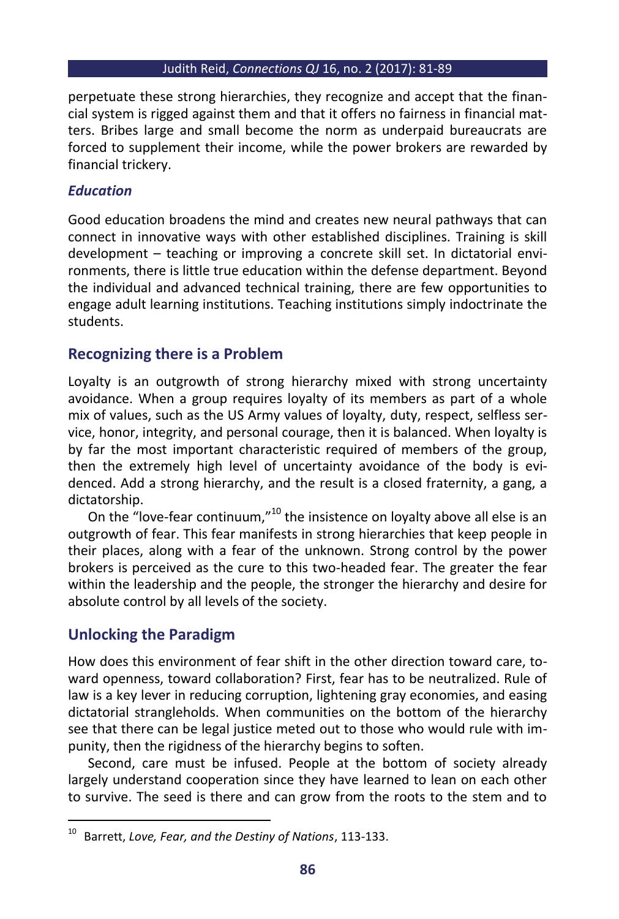perpetuate these strong hierarchies, they recognize and accept that the financial system is rigged against them and that it offers no fairness in financial matters. Bribes large and small become the norm as underpaid bureaucrats are forced to supplement their income, while the power brokers are rewarded by financial trickery.

### *Education*

Good education broadens the mind and creates new neural pathways that can connect in innovative ways with other established disciplines. Training is skill development – teaching or improving a concrete skill set. In dictatorial environments, there is little true education within the defense department. Beyond the individual and advanced technical training, there are few opportunities to engage adult learning institutions. Teaching institutions simply indoctrinate the students.

## Recognizing there is a Problem

Loyalty is an outgrowth of strong hierarchy mixed with strong uncertainty avoidance. When a group requires loyalty of its members as part of a whole mix of values, such as the US Army values of loyalty, duty, respect, selfless service, honor, integrity, and personal courage, then it is balanced. When loyalty is by far the most important characteristic required of members of the group, then the extremely high level of uncertainty avoidance of the body is evidenced. Add a strong hierarchy, and the result is a closed fraternity, a gang, a dictatorship.

On the "love-fear continuum,"[10] the insistence on loyalty above all else is an outgrowth of fear. This fear manifests in strong hierarchies that keep people in their places, along with a fear of the unknown. Strong control by the power brokers is perceived as the cure to this two-headed fear. The greater the fear within the leadership and the people, the stronger the hierarchy and desire for absolute control by all levels of the society.

## Unlocking the Paradigm

How does this environment of fear shift in the other direction toward care, toward openness, toward collaboration? First, fear has to be neutralized. Rule of law is a key lever in reducing corruption, lightening gray economies, and easing dictatorial strangleholds. When communities on the bottom of the hierarchy see that there can be legal justice meted out to those who would rule with impunity, then the rigidity of the hierarchy begins to soften.

Second, care must be infused. People at the bottom of society already largely understand cooperation since they have learned to lean on each other to survive. The seed is there and can grow from the roots to the stem and to

---

[10] Barrett, *Love, Fear, and the Destiny of Nations*, 113-133.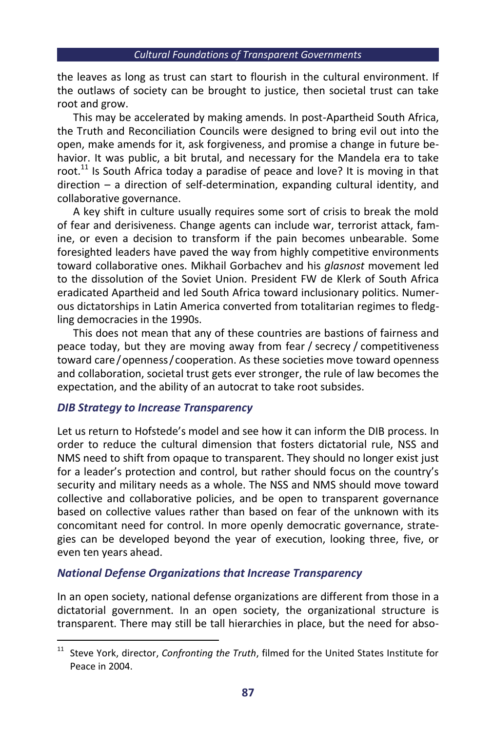the leaves as long as trust can start to flourish in the cultural environment. If the outlaws of society can be brought to justice, then societal trust can take root and grow.

This may be accelerated by making amends. In post-Apartheid South Africa, the Truth and Reconciliation Councils were designed to bring evil out into the open, make amends for it, ask forgiveness, and promise a change in future behavior. It was public, a bit brutal, and necessary for the Mandela era to take root.[11] Is South Africa today a paradise of peace and love? It is moving in that direction – a direction of self-determination, expanding cultural identity, and collaborative governance.

A key shift in culture usually requires some sort of crisis to break the mold of fear and derisiveness. Change agents can include war, terrorist attack, famine, or even a decision to transform if the pain becomes unbearable. Some foresighted leaders have paved the way from highly competitive environments toward collaborative ones. Mikhail Gorbachev and his *glasnost* movement led to the dissolution of the Soviet Union. President FW de Klerk of South Africa eradicated Apartheid and led South Africa toward inclusionary politics. Numerous dictatorships in Latin America converted from totalitarian regimes to fledgling democracies in the 1990s.

This does not mean that any of these countries are bastions of fairness and peace today, but they are moving away from fear / secrecy / competitiveness toward care / openness / cooperation. As these societies move toward openness and collaboration, societal trust gets ever stronger, the rule of law becomes the expectation, and the ability of an autocrat to take root subsides.

### *DIB Strategy to Increase Transparency*

Let us return to Hofstede's model and see how it can inform the DIB process. In order to reduce the cultural dimension that fosters dictatorial rule, NSS and NMS need to shift from opaque to transparent. They should no longer exist just for a leader's protection and control, but rather should focus on the country's security and military needs as a whole. The NSS and NMS should move toward collective and collaborative policies, and be open to transparent governance based on collective values rather than based on fear of the unknown with its concomitant need for control. In more openly democratic governance, strategies can be developed beyond the year of execution, looking three, five, or even ten years ahead.

### *National Defense Organizations that Increase Transparency*

In an open society, national defense organizations are different from those in a dictatorial government. In an open society, the organizational structure is transparent. There may still be tall hierarchies in place, but the need for abso-

---

[11] Steve York, director, *Confronting the Truth*, filmed for the United States Institute for Peace in 2004.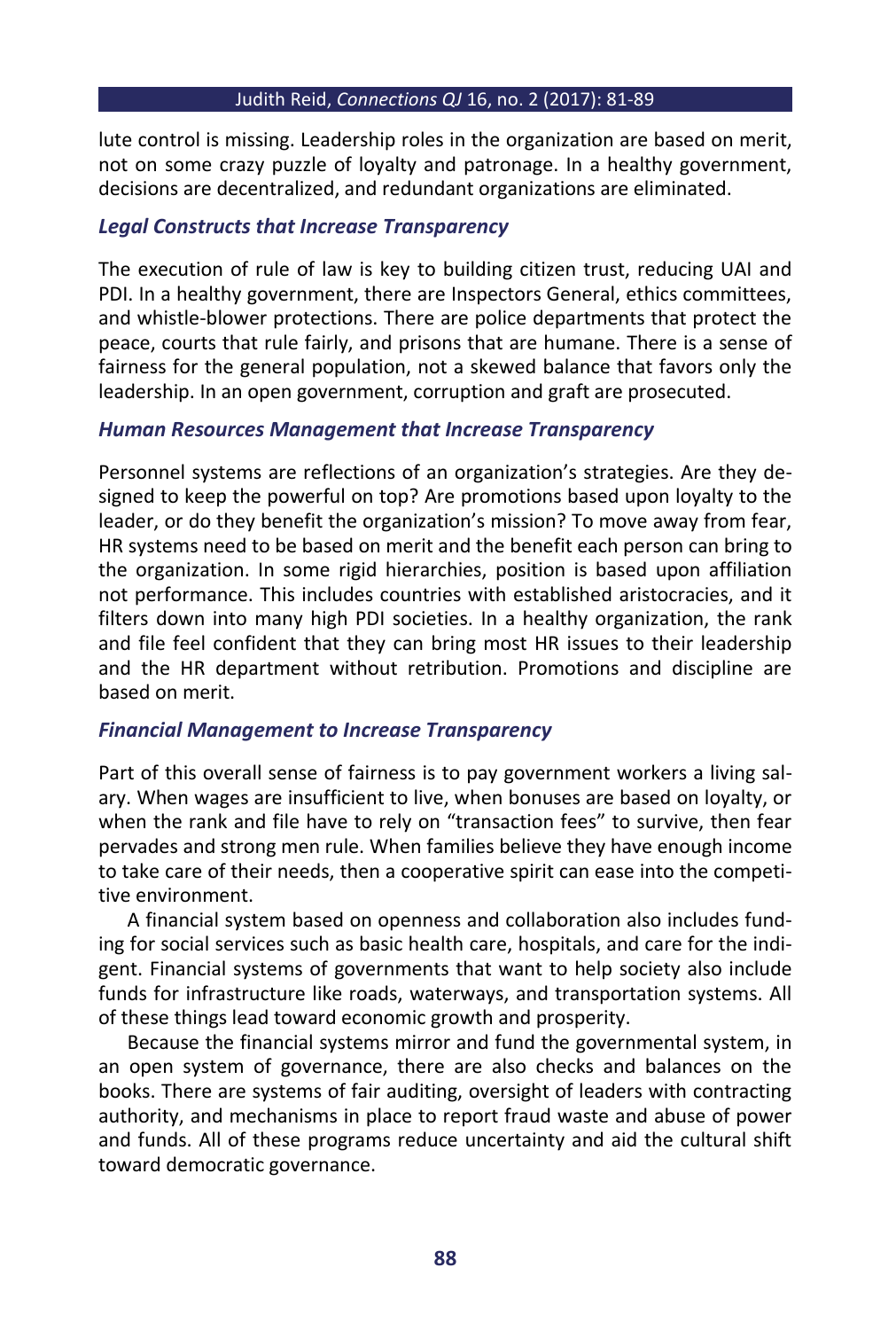lute control is missing. Leadership roles in the organization are based on merit, not on some crazy puzzle of loyalty and patronage. In a healthy government, decisions are decentralized, and redundant organizations are eliminated.

### *Legal Constructs that Increase Transparency*

The execution of rule of law is key to building citizen trust, reducing UAI and PDI. In a healthy government, there are Inspectors General, ethics committees, and whistle-blower protections. There are police departments that protect the peace, courts that rule fairly, and prisons that are humane. There is a sense of fairness for the general population, not a skewed balance that favors only the leadership. In an open government, corruption and graft are prosecuted.

### *Human Resources Management that Increase Transparency*

Personnel systems are reflections of an organization's strategies. Are they designed to keep the powerful on top? Are promotions based upon loyalty to the leader, or do they benefit the organization's mission? To move away from fear, HR systems need to be based on merit and the benefit each person can bring to the organization. In some rigid hierarchies, position is based upon affiliation not performance. This includes countries with established aristocracies, and it filters down into many high PDI societies. In a healthy organization, the rank and file feel confident that they can bring most HR issues to their leadership and the HR department without retribution. Promotions and discipline are based on merit.

### *Financial Management to Increase Transparency*

Part of this overall sense of fairness is to pay government workers a living salary. When wages are insufficient to live, when bonuses are based on loyalty, or when the rank and file have to rely on "transaction fees" to survive, then fear pervades and strong men rule. When families believe they have enough income to take care of their needs, then a cooperative spirit can ease into the competitive environment.

A financial system based on openness and collaboration also includes funding for social services such as basic health care, hospitals, and care for the indigent. Financial systems of governments that want to help society also include funds for infrastructure like roads, waterways, and transportation systems. All of these things lead toward economic growth and prosperity.

Because the financial systems mirror and fund the governmental system, in an open system of governance, there are also checks and balances on the books. There are systems of fair auditing, oversight of leaders with contracting authority, and mechanisms in place to report fraud waste and abuse of power and funds. All of these programs reduce uncertainty and aid the cultural shift toward democratic governance.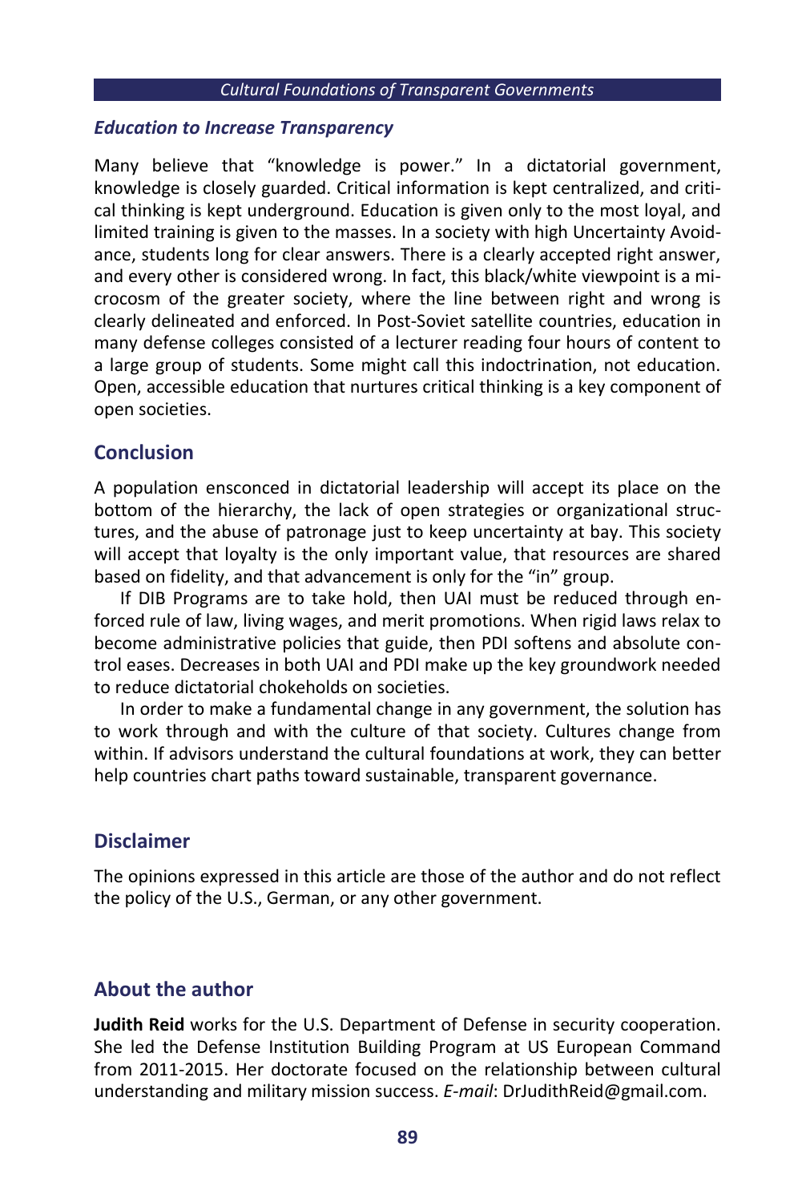### *Education to Increase Transparency*

Many believe that "knowledge is power." In a dictatorial government, knowledge is closely guarded. Critical information is kept centralized, and critical thinking is kept underground. Education is given only to the most loyal, and limited training is given to the masses. In a society with high Uncertainty Avoidance, students long for clear answers. There is a clearly accepted right answer, and every other is considered wrong. In fact, this black/white viewpoint is a microcosm of the greater society, where the line between right and wrong is clearly delineated and enforced. In Post-Soviet satellite countries, education in many defense colleges consisted of a lecturer reading four hours of content to a large group of students. Some might call this indoctrination, not education. Open, accessible education that nurtures critical thinking is a key component of open societies.

## Conclusion

A population ensconced in dictatorial leadership will accept its place on the bottom of the hierarchy, the lack of open strategies or organizational structures, and the abuse of patronage just to keep uncertainty at bay. This society will accept that loyalty is the only important value, that resources are shared based on fidelity, and that advancement is only for the "in" group.

If DIB Programs are to take hold, then UAI must be reduced through enforced rule of law, living wages, and merit promotions. When rigid laws relax to become administrative policies that guide, then PDI softens and absolute control eases. Decreases in both UAI and PDI make up the key groundwork needed to reduce dictatorial chokeholds on societies.

In order to make a fundamental change in any government, the solution has to work through and with the culture of that society. Cultures change from within. If advisors understand the cultural foundations at work, they can better help countries chart paths toward sustainable, transparent governance.

## Disclaimer

The opinions expressed in this article are those of the author and do not reflect the policy of the U.S., German, or any other government.

## About the author

**Judith Reid** works for the U.S. Department of Defense in security cooperation. She led the Defense Institution Building Program at US European Command from 2011-2015. Her doctorate focused on the relationship between cultural understanding and military mission success. *E-mail*: DrJudithReid@gmail.com.